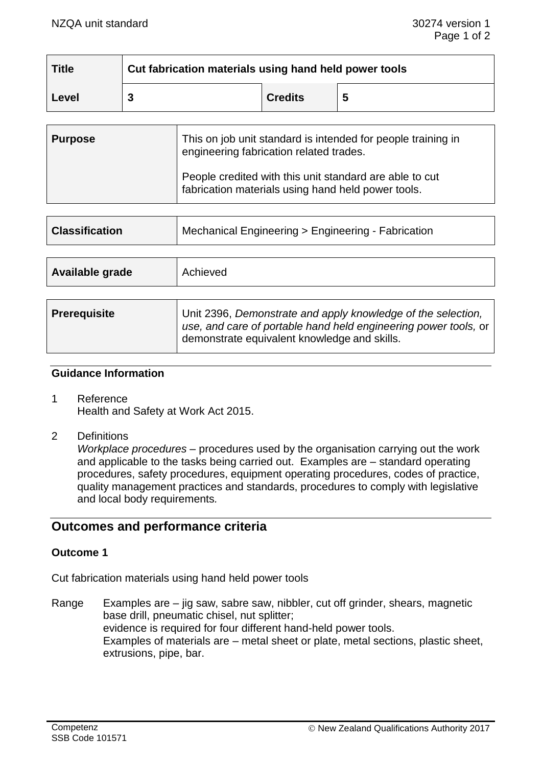| Title | Cut fabrication materials using hand held power tools | | |
|---|---|---|---|
| Level | 3 | Credits | 5 |

| Purpose | This on job unit standard is intended for people training in engineering fabrication related trades.<br><br>People credited with this unit standard are able to cut fabrication materials using hand held power tools. |
|---|---|

| Classification | Mechanical Engineering > Engineering - Fabrication |
|---|---|

| Available grade | Achieved |
|---|---|

| Prerequisite | Unit 2396, *Demonstrate and apply knowledge of the selection, use, and care of portable hand held engineering power tools,* or demonstrate equivalent knowledge and skills. |
|---|---|

### Guidance Information

1 Reference
Health and Safety at Work Act 2015.

2 Definitions
*Workplace procedures* – procedures used by the organisation carrying out the work and applicable to the tasks being carried out. Examples are – standard operating procedures, safety procedures, equipment operating procedures, codes of practice, quality management practices and standards, procedures to comply with legislative and local body requirements.

## Outcomes and performance criteria

### Outcome 1

Cut fabrication materials using hand held power tools

Range Examples are – jig saw, sabre saw, nibbler, cut off grinder, shears, magnetic base drill, pneumatic chisel, nut splitter;
evidence is required for four different hand-held power tools.
Examples of materials are – metal sheet or plate, metal sections, plastic sheet, extrusions, pipe, bar.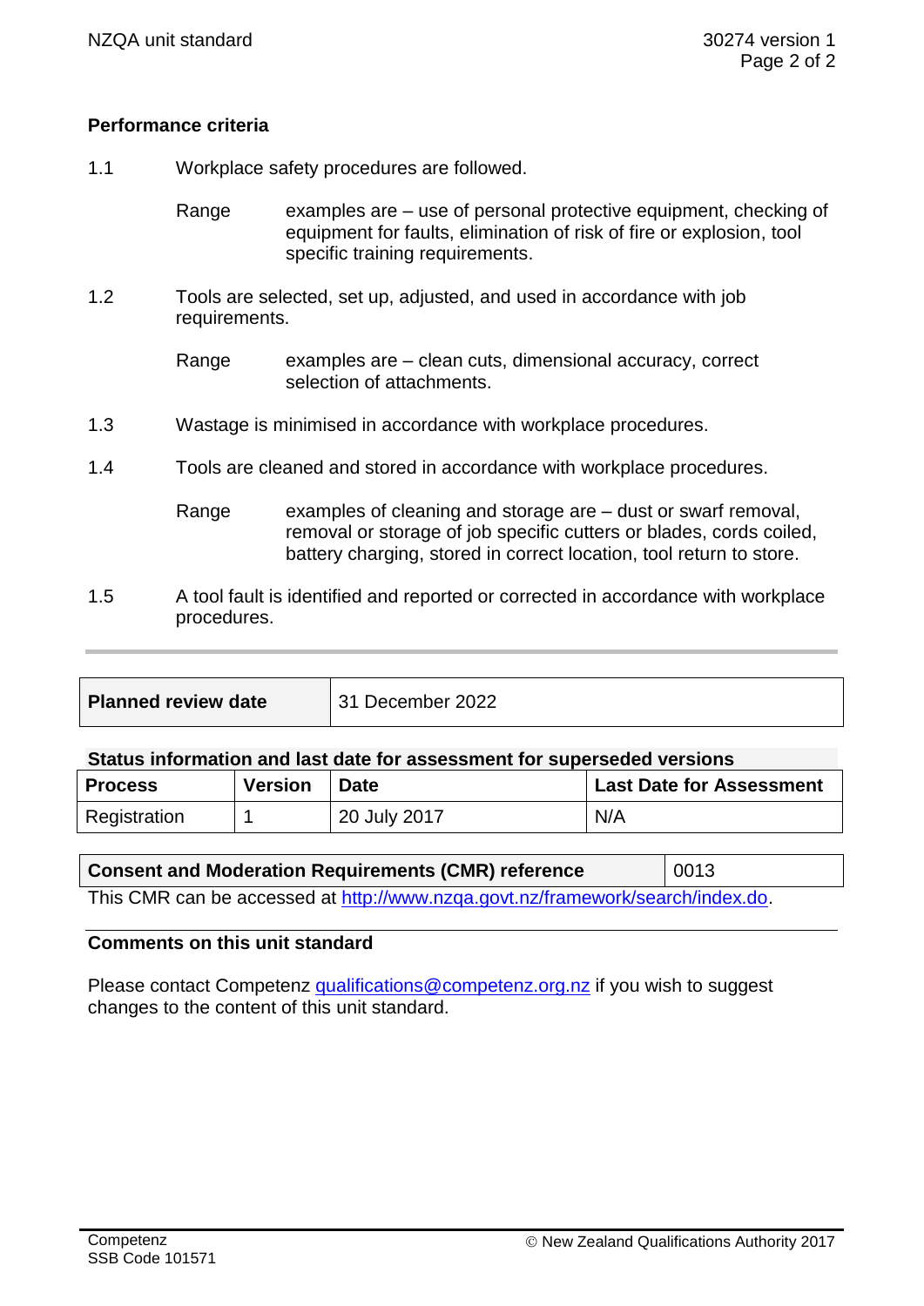**Performance criteria**

1.1 Workplace safety procedures are followed.

Range examples are – use of personal protective equipment, checking of equipment for faults, elimination of risk of fire or explosion, tool specific training requirements.

1.2 Tools are selected, set up, adjusted, and used in accordance with job requirements.

Range examples are – clean cuts, dimensional accuracy, correct selection of attachments.

1.3 Wastage is minimised in accordance with workplace procedures.

1.4 Tools are cleaned and stored in accordance with workplace procedures.

Range examples of cleaning and storage are – dust or swarf removal, removal or storage of job specific cutters or blades, cords coiled, battery charging, stored in correct location, tool return to store.

1.5 A tool fault is identified and reported or corrected in accordance with workplace procedures.

| | |
|---|---|
| **Planned review date** | 31 December 2022 |

**Status information and last date for assessment for superseded versions**

| **Process** | **Version** | **Date** | **Last Date for Assessment** |
|---|---|---|---|
| Registration | 1 | 20 July 2017 | N/A |

| | |
|---|---|
| **Consent and Moderation Requirements (CMR) reference** | 0013 |

This CMR can be accessed at http://www.nzqa.govt.nz/framework/search/index.do.

**Comments on this unit standard**

Please contact Competenz qualifications@competenz.org.nz if you wish to suggest changes to the content of this unit standard.